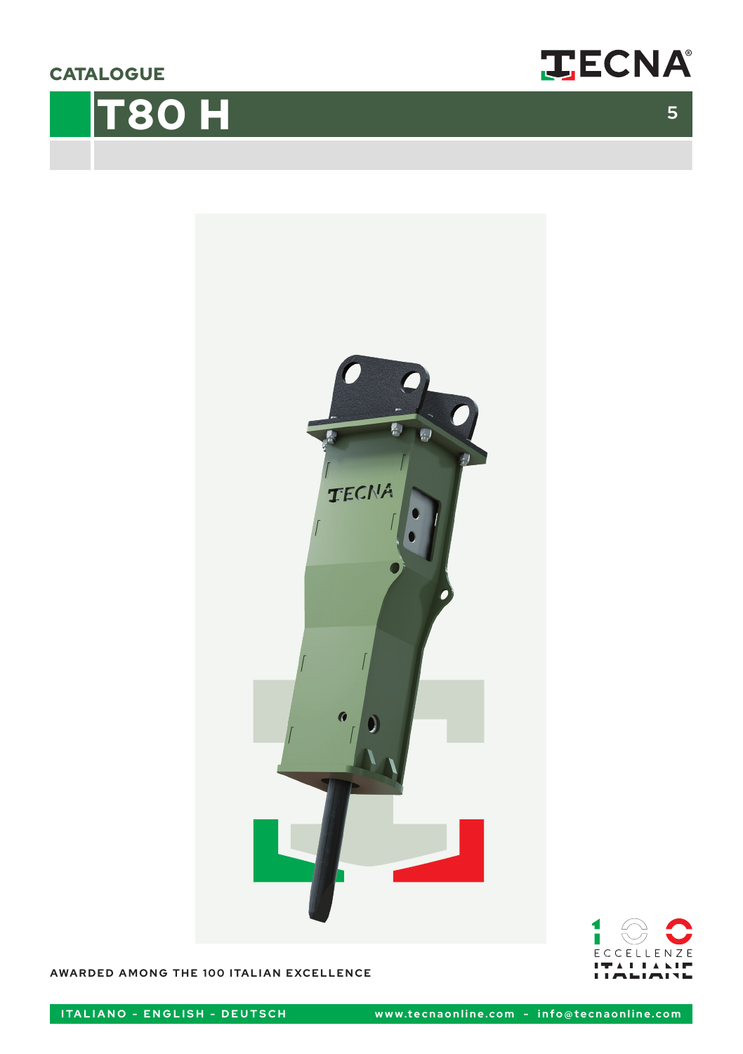CATALOGUE

# T80 H

5

AWARDED AMONG THE 100 ITALIAN EXCELLENCE

ITALIANO - ENGLISH - DEUTSCH

www.tecnaonline.com - info@tecnaonline.com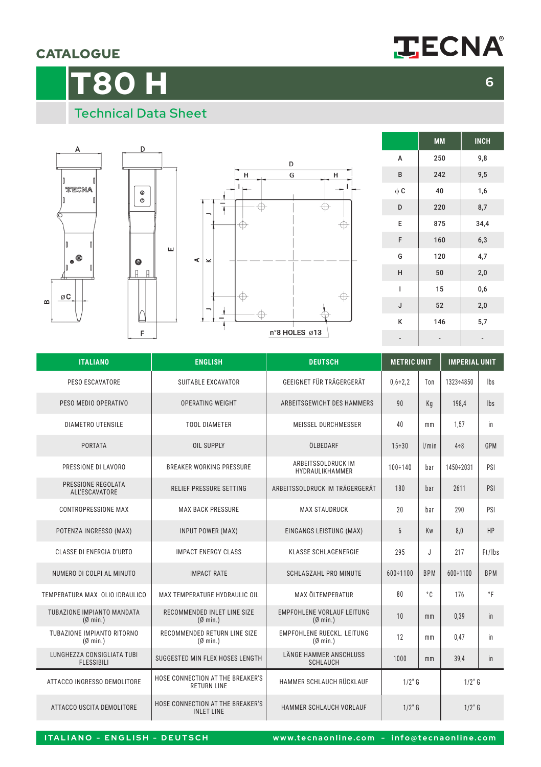CATALOGUE

# T80 H

## Technical Data Sheet

A
D
E
B
ØC
F
D
H G H
I
J
K
A
n°8 HOLES Ø13

| | MM | INCH |
|---|---|---|
| A | 250 | 9,8 |
| B | 242 | 9,5 |
| ϕ C | 40 | 1,6 |
| D | 220 | 8,7 |
| E | 875 | 34,4 |
| F | 160 | 6,3 |
| G | 120 | 4,7 |
| H | 50 | 2,0 |
| I | 15 | 0,6 |
| J | 52 | 2,0 |
| K | 146 | 5,7 |
| - | - | - |

| ITALIANO | ENGLISH | DEUTSCH | METRIC UNIT | | IMPERIAL UNIT | |
|---|---|---|---|---|---|---|
| PESO ESCAVATORE | SUITABLE EXCAVATOR | GEEIGNET FÜR TRÄGERGERÄT | 0,6÷2,2 | Ton | 1323÷4850 | lbs |
| PESO MEDIO OPERATIVO | OPERATING WEIGHT | ARBEITSGEWICHT DES HAMMERS | 90 | Kg | 198,4 | lbs |
| DIAMETRO UTENSILE | TOOL DIAMETER | MEISSEL DURCHMESSER | 40 | mm | 1,57 | in |
| PORTATA | OIL SUPPLY | ÖLBEDARF | 15÷30 | l/min | 4÷8 | GPM |
| PRESSIONE DI LAVORO | BREAKER WORKING PRESSURE | ARBEITSSOLDRUCK IM HYDRAULIKHAMMER | 100÷140 | bar | 1450÷2031 | PSI |
| PRESSIONE REGOLATA ALL'ESCAVATORE | RELIEF PRESSURE SETTING | ARBEITSSOLDRUCK IM TRÄGERGERÄT | 180 | bar | 2611 | PSI |
| CONTROPRESSIONE MAX | MAX BACK PRESSURE | MAX STAUDRUCK | 20 | bar | 290 | PSI |
| POTENZA INGRESSO (MAX) | INPUT POWER (MAX) | EINGANGS LEISTUNG (MAX) | 6 | Kw | 8,0 | HP |
| CLASSE DI ENERGIA D'URTO | IMPACT ENERGY CLASS | KLASSE SCHLAGENERGIE | 295 | J | 217 | Ft/lbs |
| NUMERO DI COLPI AL MINUTO | IMPACT RATE | SCHLAGZAHL PRO MINUTE | 600÷1100 | BPM | 600÷1100 | BPM |
| TEMPERATURA MAX OLIO IDRAULICO | MAX TEMPERATURE HYDRAULIC OIL | MAX ÖLTEMPERATUR | 80 | °C | 176 | °F |
| TUBAZIONE IMPIANTO MANDATA (Ø min.) | RECOMMENDED INLET LINE SIZE (Ø min.) | EMPFOHLENE VORLAUF LEITUNG (Ø min.) | 10 | mm | 0,39 | in |
| TUBAZIONE IMPIANTO RITORNO (Ø min.) | RECOMMENDED RETURN LINE SIZE (Ø min.) | EMPFOHLENE RUECKL. LEITUNG (Ø min.) | 12 | mm | 0,47 | in |
| LUNGHEZZA CONSIGLIATA TUBI FLESSIBILI | SUGGESTED MIN FLEX HOSES LENGTH | LÄNGE HAMMER ANSCHLUSS SCHLAUCH | 1000 | mm | 39,4 | in |
| ATTACCO INGRESSO DEMOLITORE | HOSE CONNECTION AT THE BREAKER'S RETURN LINE | HAMMER SCHLAUCH RÜCKLAUF | 1/2" G | | 1/2" G | |
| ATTACCO USCITA DEMOLITORE | HOSE CONNECTION AT THE BREAKER'S INLET LINE | HAMMER SCHLAUCH VORLAUF | 1/2" G | | 1/2" G | |

ITALIANO - ENGLISH - DEUTSCH    www.tecnaonline.com - info@tecnaonline.com